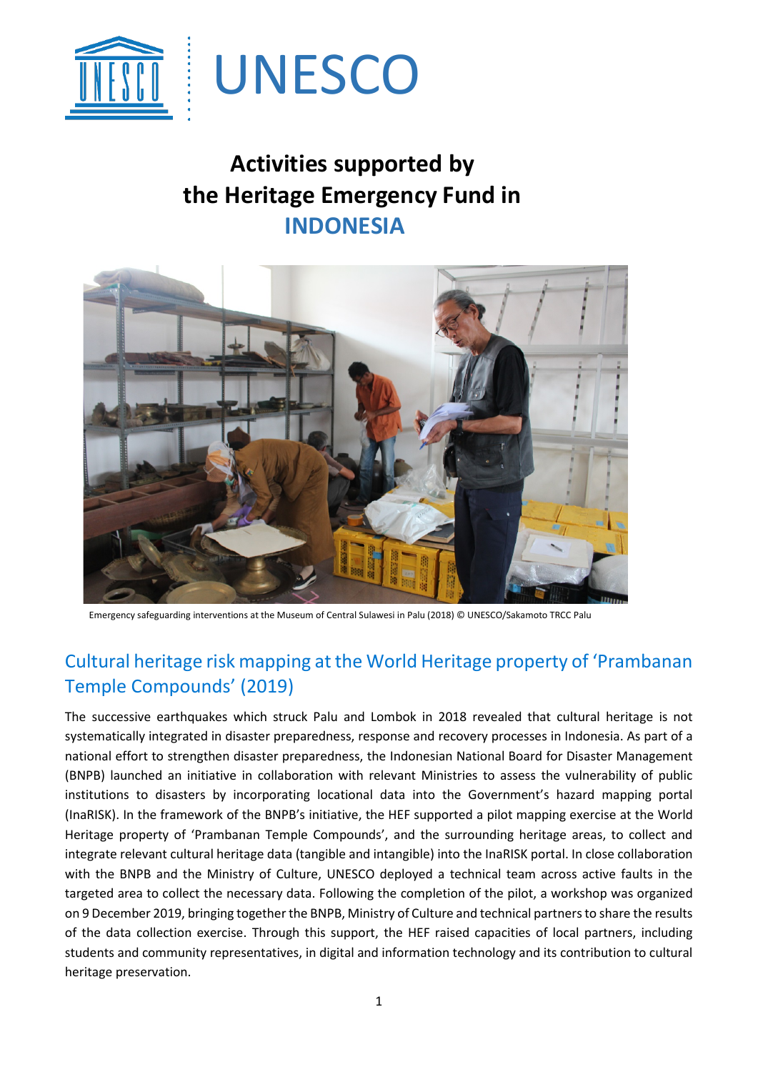UNESCO

# Activities supported by the Heritage Emergency Fund in INDONESIA

Emergency safeguarding interventions at the Museum of Central Sulawesi in Palu (2018) © UNESCO/Sakamoto TRCC Palu

## Cultural heritage risk mapping at the World Heritage property of 'Prambanan Temple Compounds' (2019)

The successive earthquakes which struck Palu and Lombok in 2018 revealed that cultural heritage is not systematically integrated in disaster preparedness, response and recovery processes in Indonesia. As part of a national effort to strengthen disaster preparedness, the Indonesian National Board for Disaster Management (BNPB) launched an initiative in collaboration with relevant Ministries to assess the vulnerability of public institutions to disasters by incorporating locational data into the Government's hazard mapping portal (InaRISK). In the framework of the BNPB's initiative, the HEF supported a pilot mapping exercise at the World Heritage property of 'Prambanan Temple Compounds', and the surrounding heritage areas, to collect and integrate relevant cultural heritage data (tangible and intangible) into the InaRISK portal. In close collaboration with the BNPB and the Ministry of Culture, UNESCO deployed a technical team across active faults in the targeted area to collect the necessary data. Following the completion of the pilot, a workshop was organized on 9 December 2019, bringing together the BNPB, Ministry of Culture and technical partners to share the results of the data collection exercise. Through this support, the HEF raised capacities of local partners, including students and community representatives, in digital and information technology and its contribution to cultural heritage preservation.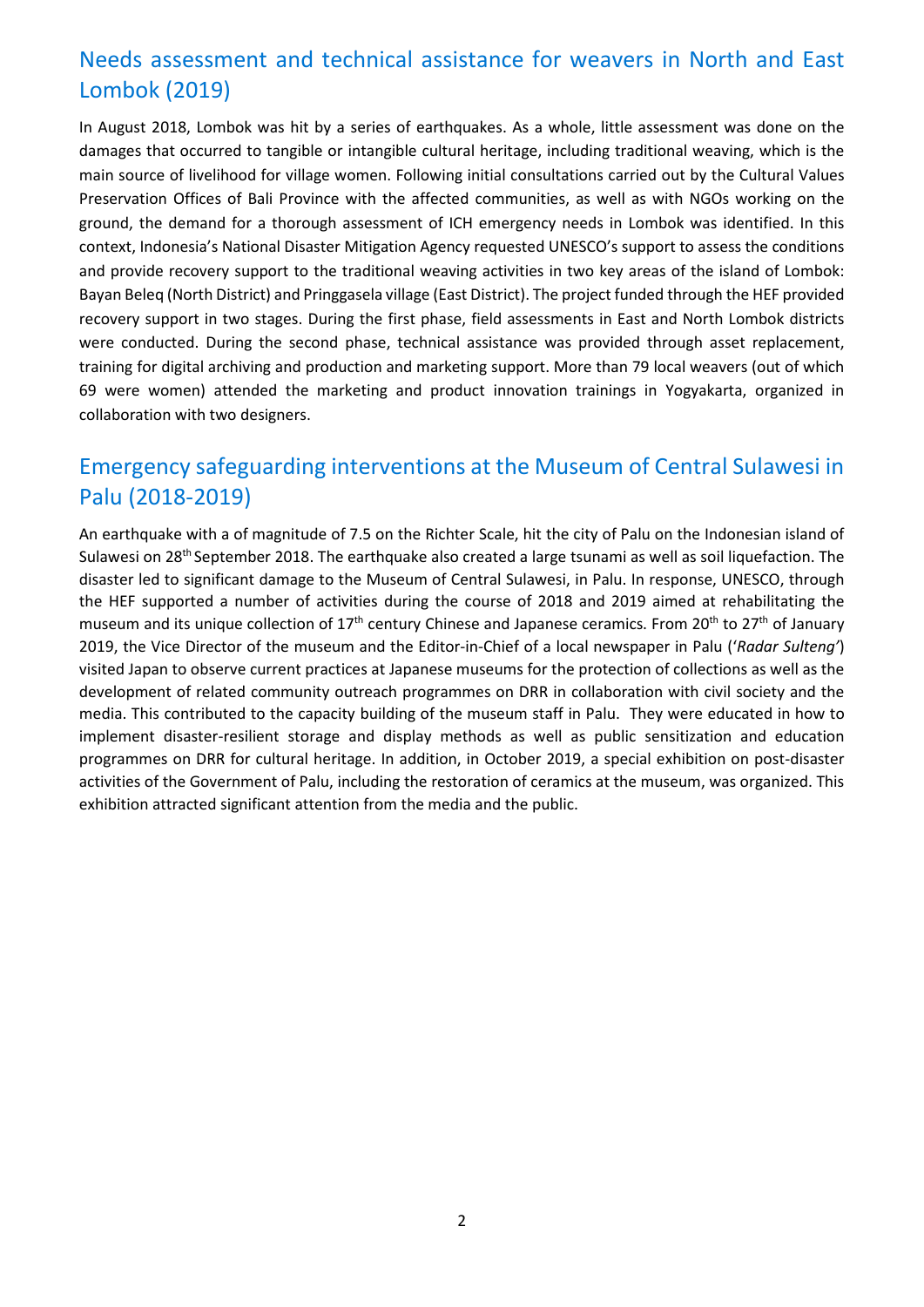## Needs assessment and technical assistance for weavers in North and East Lombok (2019)

In August 2018, Lombok was hit by a series of earthquakes. As a whole, little assessment was done on the damages that occurred to tangible or intangible cultural heritage, including traditional weaving, which is the main source of livelihood for village women. Following initial consultations carried out by the Cultural Values Preservation Offices of Bali Province with the affected communities, as well as with NGOs working on the ground, the demand for a thorough assessment of ICH emergency needs in Lombok was identified. In this context, Indonesia's National Disaster Mitigation Agency requested UNESCO's support to assess the conditions and provide recovery support to the traditional weaving activities in two key areas of the island of Lombok: Bayan Beleq (North District) and Pringgasela village (East District). The project funded through the HEF provided recovery support in two stages. During the first phase, field assessments in East and North Lombok districts were conducted. During the second phase, technical assistance was provided through asset replacement, training for digital archiving and production and marketing support. More than 79 local weavers (out of which 69 were women) attended the marketing and product innovation trainings in Yogyakarta, organized in collaboration with two designers.

## Emergency safeguarding interventions at the Museum of Central Sulawesi in Palu (2018-2019)

An earthquake with a of magnitude of 7.5 on the Richter Scale, hit the city of Palu on the Indonesian island of Sulawesi on 28th September 2018. The earthquake also created a large tsunami as well as soil liquefaction. The disaster led to significant damage to the Museum of Central Sulawesi, in Palu. In response, UNESCO, through the HEF supported a number of activities during the course of 2018 and 2019 aimed at rehabilitating the museum and its unique collection of 17th century Chinese and Japanese ceramics. From 20th to 27th of January 2019, the Vice Director of the museum and the Editor-in-Chief of a local newspaper in Palu ('*Radar Sulteng'*) visited Japan to observe current practices at Japanese museums for the protection of collections as well as the development of related community outreach programmes on DRR in collaboration with civil society and the media. This contributed to the capacity building of the museum staff in Palu. They were educated in how to implement disaster-resilient storage and display methods as well as public sensitization and education programmes on DRR for cultural heritage. In addition, in October 2019, a special exhibition on post-disaster activities of the Government of Palu, including the restoration of ceramics at the museum, was organized. This exhibition attracted significant attention from the media and the public.